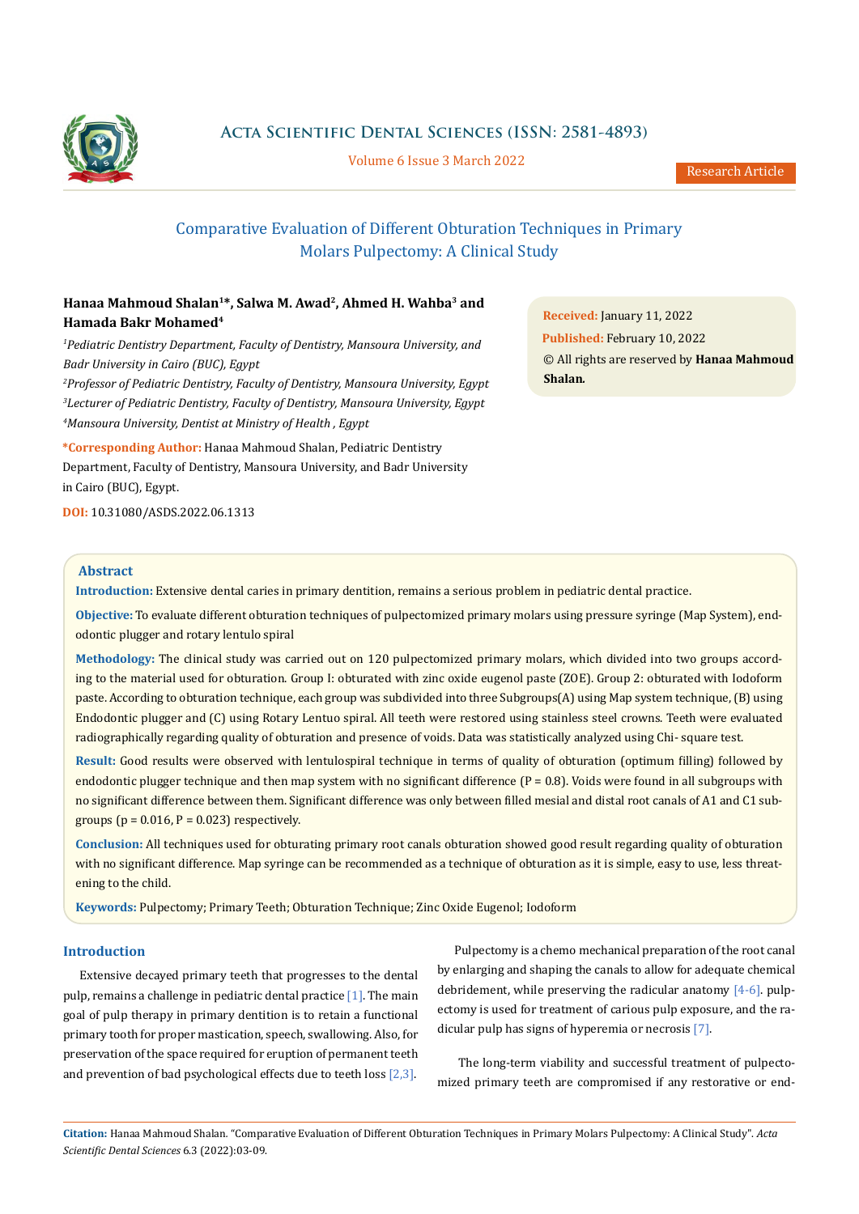# Comparative Evaluation of Different Obturation Techniques in Primary Molars Pulpectomy: A Clinical Study

**Hanaa Mahmoud Shalan[1]*, Salwa M. Awad[2], Ahmed H. Wahba[3] and Hamada Bakr Mohamed[4]**

*[1]Pediatric Dentistry Department, Faculty of Dentistry, Mansoura University, and Badr University in Cairo (BUC), Egypt*

*[2]Professor of Pediatric Dentistry, Faculty of Dentistry, Mansoura University, Egypt*

*[3]Lecturer of Pediatric Dentistry, Faculty of Dentistry, Mansoura University, Egypt*

*[4]Mansoura University, Dentist at Ministry of Health , Egypt*

**\*Corresponding Author:** Hanaa Mahmoud Shalan, Pediatric Dentistry Department, Faculty of Dentistry, Mansoura University, and Badr University in Cairo (BUC), Egypt.

**DOI:** 10.31080/ASDS.2022.06.1313

**Received:** January 11, 2022

**Published:** February 10, 2022

© All rights are reserved by **Hanaa Mahmoud Shalan.**

## Abstract

**Introduction:** Extensive dental caries in primary dentition, remains a serious problem in pediatric dental practice.

**Objective:** To evaluate different obturation techniques of pulpectomized primary molars using pressure syringe (Map System), endodontic plugger and rotary lentulo spiral

**Methodology:** The clinical study was carried out on 120 pulpectomized primary molars, which divided into two groups according to the material used for obturation. Group I: obturated with zinc oxide eugenol paste (ZOE). Group 2: obturated with Iodoform paste. According to obturation technique, each group was subdivided into three Subgroups(A) using Map system technique, (B) using Endodontic plugger and (C) using Rotary Lentuo spiral. All teeth were restored using stainless steel crowns. Teeth were evaluated radiographically regarding quality of obturation and presence of voids. Data was statistically analyzed using Chi- square test.

**Result:** Good results were observed with lentulospiral technique in terms of quality of obturation (optimum filling) followed by endodontic plugger technique and then map system with no significant difference (P = 0.8). Voids were found in all subgroups with no significant difference between them. Significant difference was only between filled mesial and distal root canals of A1 and C1 subgroups (p = 0.016, P = 0.023) respectively.

**Conclusion:** All techniques used for obturating primary root canals obturation showed good result regarding quality of obturation with no significant difference. Map syringe can be recommended as a technique of obturation as it is simple, easy to use, less threatening to the child.

**Keywords:** Pulpectomy; Primary Teeth; Obturation Technique; Zinc Oxide Eugenol; Iodoform

## Introduction

Extensive decayed primary teeth that progresses to the dental pulp, remains a challenge in pediatric dental practice [1]. The main goal of pulp therapy in primary dentition is to retain a functional primary tooth for proper mastication, speech, swallowing. Also, for preservation of the space required for eruption of permanent teeth and prevention of bad psychological effects due to teeth loss [2,3].

Pulpectomy is a chemo mechanical preparation of the root canal by enlarging and shaping the canals to allow for adequate chemical debridement, while preserving the radicular anatomy [4-6]. pulpectomy is used for treatment of carious pulp exposure, and the radicular pulp has signs of hyperemia or necrosis [7].

The long-term viability and successful treatment of pulpectomized primary teeth are compromised if any restorative or end-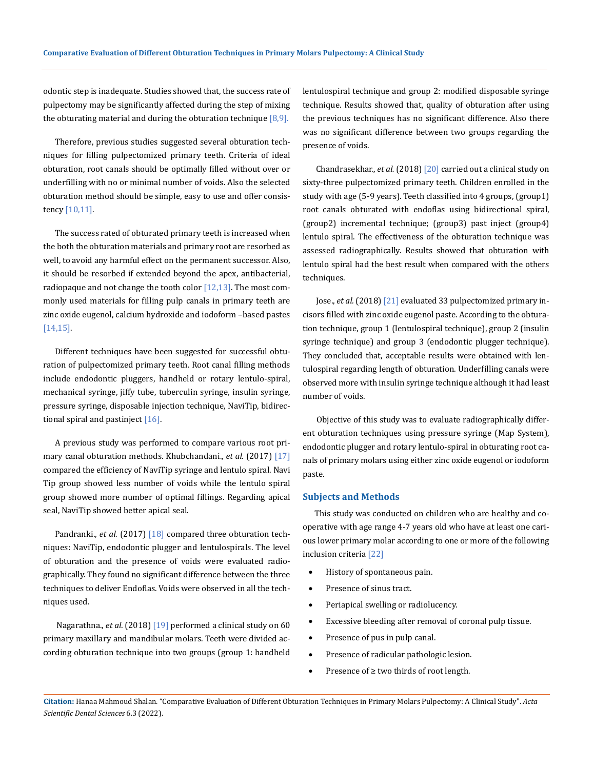odontic step is inadequate. Studies showed that, the success rate of pulpectomy may be significantly affected during the step of mixing the obturating material and during the obturation technique [8,9].

Therefore, previous studies suggested several obturation techniques for filling pulpectomized primary teeth. Criteria of ideal obturation, root canals should be optimally filled without over or underfilling with no or minimal number of voids. Also the selected obturation method should be simple, easy to use and offer consistency [10,11].

The success rated of obturated primary teeth is increased when the both the obturation materials and primary root are resorbed as well, to avoid any harmful effect on the permanent successor. Also, it should be resorbed if extended beyond the apex, antibacterial, radiopaque and not change the tooth color [12,13]. The most commonly used materials for filling pulp canals in primary teeth are zinc oxide eugenol, calcium hydroxide and iodoform –based pastes [14,15].

Different techniques have been suggested for successful obturation of pulpectomized primary teeth. Root canal filling methods include endodontic pluggers, handheld or rotary lentulo-spiral, mechanical syringe, jiffy tube, tuberculin syringe, insulin syringe, pressure syringe, disposable injection technique, NaviTip, bidirectional spiral and pastinject [16].

A previous study was performed to compare various root primary canal obturation methods. Khubchandani., *et al.* (2017) [17] compared the efficiency of NaviTip syringe and lentulo spiral. Navi Tip group showed less number of voids while the lentulo spiral group showed more number of optimal fillings. Regarding apical seal, NaviTip showed better apical seal.

Pandranki., *et al.* (2017) [18] compared three obturation techniques: NaviTip, endodontic plugger and lentulospirals. The level of obturation and the presence of voids were evaluated radiographically. They found no significant difference between the three techniques to deliver Endoflas. Voids were observed in all the techniques used.

Nagarathna., *et al.* (2018) [19] performed a clinical study on 60 primary maxillary and mandibular molars. Teeth were divided according obturation technique into two groups (group 1: handheld lentulospiral technique and group 2: modified disposable syringe technique. Results showed that, quality of obturation after using the previous techniques has no significant difference. Also there was no significant difference between two groups regarding the presence of voids.

Chandrasekhar., *et al.* (2018) [20] carried out a clinical study on sixty-three pulpectomized primary teeth. Children enrolled in the study with age (5-9 years). Teeth classified into 4 groups, (group1) root canals obturated with endoflas using bidirectional spiral, (group2) incremental technique; (group3) past inject (group4) lentulo spiral. The effectiveness of the obturation technique was assessed radiographically. Results showed that obturation with lentulo spiral had the best result when compared with the others techniques.

Jose., *et al.* (2018) [21] evaluated 33 pulpectomized primary incisors filled with zinc oxide eugenol paste. According to the obturation technique, group 1 (lentulospiral technique), group 2 (insulin syringe technique) and group 3 (endodontic plugger technique). They concluded that, acceptable results were obtained with lentulospiral regarding length of obturation. Underfilling canals were observed more with insulin syringe technique although it had least number of voids.

Objective of this study was to evaluate radiographically different obturation techniques using pressure syringe (Map System), endodontic plugger and rotary lentulo-spiral in obturating root canals of primary molars using either zinc oxide eugenol or iodoform paste.

## Subjects and Methods

This study was conducted on children who are healthy and cooperative with age range 4-7 years old who have at least one carious lower primary molar according to one or more of the following inclusion criteria [22]

- History of spontaneous pain.
- Presence of sinus tract.
- Periapical swelling or radiolucency.
- Excessive bleeding after removal of coronal pulp tissue.
- Presence of pus in pulp canal.
- Presence of radicular pathologic lesion.
- Presence of ≥ two thirds of root length.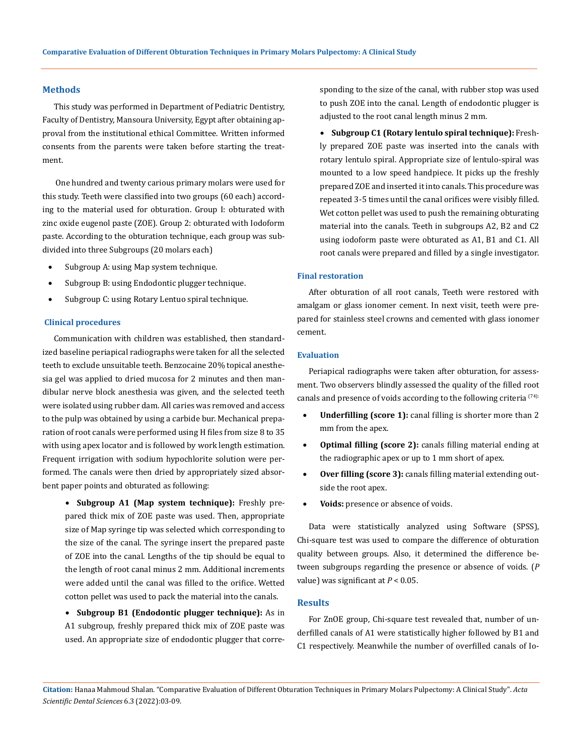## Methods

This study was performed in Department of Pediatric Dentistry, Faculty of Dentistry, Mansoura University, Egypt after obtaining approval from the institutional ethical Committee. Written informed consents from the parents were taken before starting the treatment.

One hundred and twenty carious primary molars were used for this study. Teeth were classified into two groups (60 each) according to the material used for obturation. Group I: obturated with zinc oxide eugenol paste (ZOE). Group 2: obturated with Iodoform paste. According to the obturation technique, each group was subdivided into three Subgroups (20 molars each)

- Subgroup A: using Map system technique.
- Subgroup B: using Endodontic plugger technique.
- Subgroup C: using Rotary Lentuo spiral technique.

### Clinical procedures

Communication with children was established, then standardized baseline periapical radiographs were taken for all the selected teeth to exclude unsuitable teeth. Benzocaine 20% topical anesthesia gel was applied to dried mucosa for 2 minutes and then mandibular nerve block anesthesia was given, and the selected teeth were isolated using rubber dam. All caries was removed and access to the pulp was obtained by using a carbide bur. Mechanical preparation of root canals were performed using H files from size 8 to 35 with using apex locator and is followed by work length estimation. Frequent irrigation with sodium hypochlorite solution were performed. The canals were then dried by appropriately sized absorbent paper points and obturated as following:

- **Subgroup A1 (Map system technique):** Freshly prepared thick mix of ZOE paste was used. Then, appropriate size of Map syringe tip was selected which corresponding to the size of the canal. The syringe insert the prepared paste of ZOE into the canal. Lengths of the tip should be equal to the length of root canal minus 2 mm. Additional increments were added until the canal was filled to the orifice. Wetted cotton pellet was used to pack the material into the canals.
- **Subgroup B1 (Endodontic plugger technique):** As in A1 subgroup, freshly prepared thick mix of ZOE paste was used. An appropriate size of endodontic plugger that corresponding to the size of the canal, with rubber stop was used to push ZOE into the canal. Length of endodontic plugger is adjusted to the root canal length minus 2 mm.
- **Subgroup C1 (Rotary lentulo spiral technique):** Freshly prepared ZOE paste was inserted into the canals with rotary lentulo spiral. Appropriate size of lentulo-spiral was mounted to a low speed handpiece. It picks up the freshly prepared ZOE and inserted it into canals. This procedure was repeated 3-5 times until the canal orifices were visibly filled. Wet cotton pellet was used to push the remaining obturating material into the canals. Teeth in subgroups A2, B2 and C2 using iodoform paste were obturated as A1, B1 and C1. All root canals were prepared and filled by a single investigator.

### Final restoration

After obturation of all root canals, Teeth were restored with amalgam or glass ionomer cement. In next visit, teeth were prepared for stainless steel crowns and cemented with glass ionomer cement.

### Evaluation

Periapical radiographs were taken after obturation, for assessment. Two observers blindly assessed the quality of the filled root canals and presence of voids according to the following criteria [74]:

- **Underfilling (score 1):** canal filling is shorter more than 2 mm from the apex.
- **Optimal filling (score 2):** canals filling material ending at the radiographic apex or up to 1 mm short of apex.
- **Over filling (score 3):** canals filling material extending outside the root apex.
- **Voids:** presence or absence of voids.

Data were statistically analyzed using Software (SPSS), Chi-square test was used to compare the difference of obturation quality between groups. Also, it determined the difference between subgroups regarding the presence or absence of voids. (*P* value) was significant at $P < 0.05$.

## Results

For ZnOE group, Chi-square test revealed that, number of underfilled canals of A1 were statistically higher followed by B1 and C1 respectively. Meanwhile the number of overfilled canals of Io-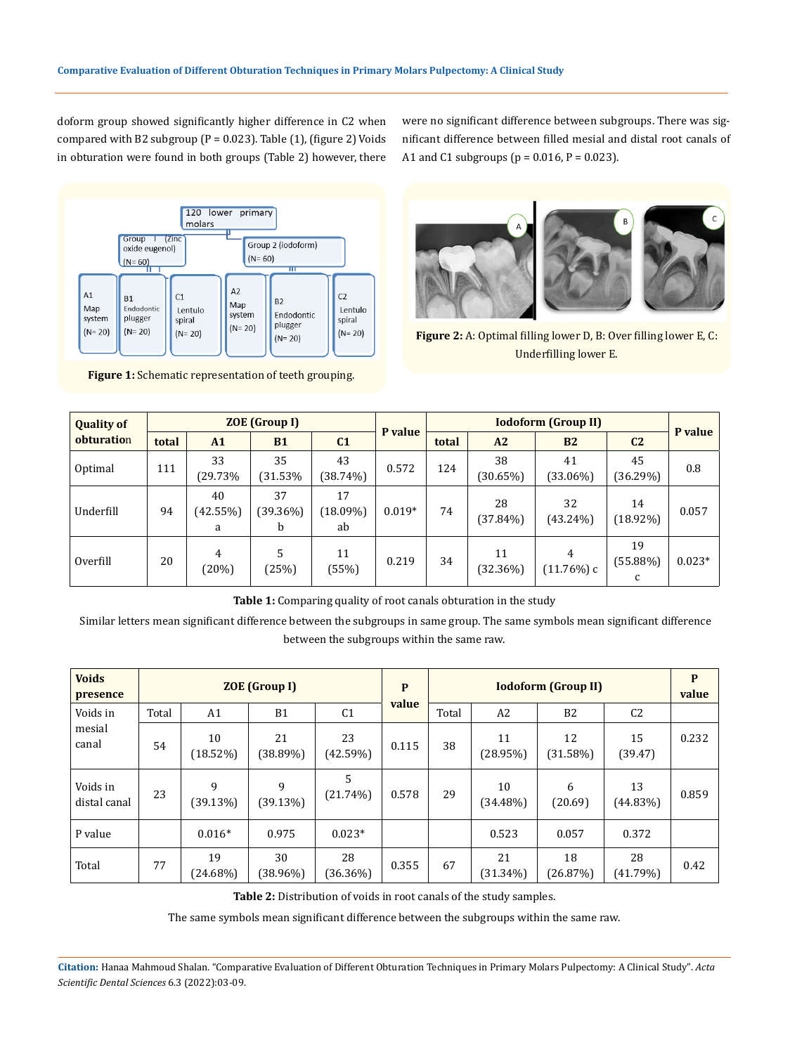doform group showed significantly higher difference in C2 when compared with B2 subgroup (P = 0.023). Table (1), (figure 2) Voids in obturation were found in both groups (Table 2) however, there were no significant difference between subgroups. There was significant difference between filled mesial and distal root canals of A1 and C1 subgroups (p = 0.016, P = 0.023).

120 lower primary molars

Group I (Zinc oxide eugenol) (N= 60)

Group 2 (iodoform) (N= 60)

A1 Map system (N= 20)

B1 Endodontic plugger (N= 20)

C1 Lentulo spiral (N= 20)

A2 Map system (N= 20)

B2 Endodontic plugger (N= 20)

C2 Lentulo spiral (N= 20)

**Figure 1:** Schematic representation of teeth grouping.

A B C

**Figure 2:** A: Optimal filling lower D, B: Over filling lower E, C: Underfilling lower E.

| Quality of obturation | ZOE (Group I) | | | | P value | Iodoform (Group II) | | | | P value |
|---|---|---|---|---|---|---|---|---|---|---|
| | total | A1 | B1 | C1 | | total | A2 | B2 | C2 | |
| Optimal | 111 | 33 (29.73% | 35 (31.53% | 43 (38.74%) | 0.572 | 124 | 38 (30.65%) | 41 (33.06%) | 45 (36.29%) | 0.8 |
| Underfill | 94 | 40 (42.55%) a | 37 (39.36%) b | 17 (18.09%) ab | 0.019* | 74 | 28 (37.84%) | 32 (43.24%) | 14 (18.92%) | 0.057 |
| Overfill | 20 | 4 (20%) | 5 (25%) | 11 (55%) | 0.219 | 34 | 11 (32.36%) | 4 (11.76%) c | 19 (55.88%) c | 0.023* |

**Table 1:** Comparing quality of root canals obturation in the study

Similar letters mean significant difference between the subgroups in same group. The same symbols mean significant difference between the subgroups within the same raw.

| Voids presence | ZOE (Group I) | | | | P value | Iodoform (Group II) | | | | P value |
|---|---|---|---|---|---|---|---|---|---|---|
| | Total | A1 | B1 | C1 | | Total | A2 | B2 | C2 | |
| Voids in mesial canal | 54 | 10 (18.52%) | 21 (38.89%) | 23 (42.59%) | 0.115 | 38 | 11 (28.95%) | 12 (31.58%) | 15 (39.47) | 0.232 |
| Voids in distal canal | 23 | 9 (39.13%) | 9 (39.13%) | 5 (21.74%) | 0.578 | 29 | 10 (34.48%) | 6 (20.69) | 13 (44.83%) | 0.859 |
| P value | | 0.016* | 0.975 | 0.023* | | | 0.523 | 0.057 | 0.372 | |
| Total | 77 | 19 (24.68%) | 30 (38.96%) | 28 (36.36%) | 0.355 | 67 | 21 (31.34%) | 18 (26.87%) | 28 (41.79%) | 0.42 |

**Table 2:** Distribution of voids in root canals of the study samples.

The same symbols mean significant difference between the subgroups within the same raw.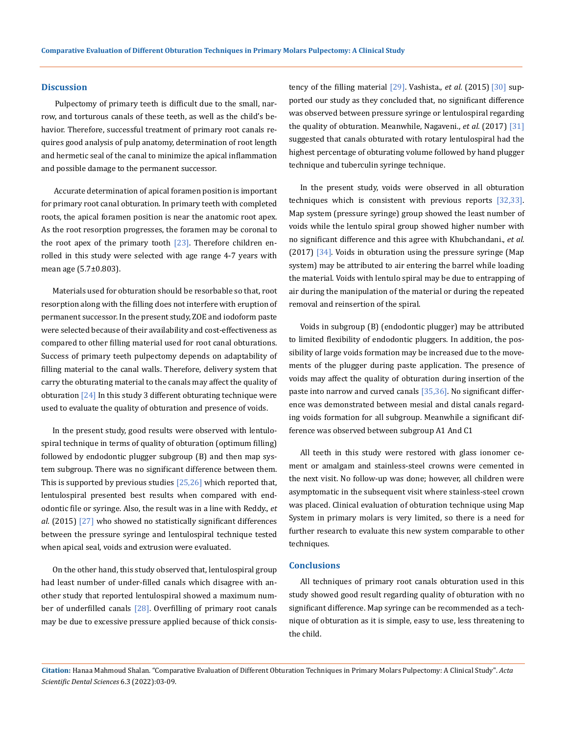## Discussion

Pulpectomy of primary teeth is difficult due to the small, narrow, and torturous canals of these teeth, as well as the child's behavior. Therefore, successful treatment of primary root canals requires good analysis of pulp anatomy, determination of root length and hermetic seal of the canal to minimize the apical inflammation and possible damage to the permanent successor.

Accurate determination of apical foramen position is important for primary root canal obturation. In primary teeth with completed roots, the apical foramen position is near the anatomic root apex. As the root resorption progresses, the foramen may be coronal to the root apex of the primary tooth [23]. Therefore children enrolled in this study were selected with age range 4-7 years with mean age (5.7±0.803).

Materials used for obturation should be resorbable so that, root resorption along with the filling does not interfere with eruption of permanent successor. In the present study, ZOE and iodoform paste were selected because of their availability and cost-effectiveness as compared to other filling material used for root canal obturations. Success of primary teeth pulpectomy depends on adaptability of filling material to the canal walls. Therefore, delivery system that carry the obturating material to the canals may affect the quality of obturation [24] In this study 3 different obturating technique were used to evaluate the quality of obturation and presence of voids.

In the present study, good results were observed with lentulospiral technique in terms of quality of obturation (optimum filling) followed by endodontic plugger subgroup (B) and then map system subgroup. There was no significant difference between them. This is supported by previous studies [25,26] which reported that, lentulospiral presented best results when compared with endodontic file or syringe. Also, the result was in a line with Reddy., *et al.* (2015) [27] who showed no statistically significant differences between the pressure syringe and lentulospiral technique tested when apical seal, voids and extrusion were evaluated.

On the other hand, this study observed that, lentulospiral group had least number of under-filled canals which disagree with another study that reported lentulospiral showed a maximum number of underfilled canals [28]. Overfilling of primary root canals may be due to excessive pressure applied because of thick consistency of the filling material [29]. Vashista., *et al.* (2015) [30] supported our study as they concluded that, no significant difference was observed between pressure syringe or lentulospiral regarding the quality of obturation. Meanwhile, Nagaveni., *et al.* (2017) [31] suggested that canals obturated with rotary lentulospiral had the highest percentage of obturating volume followed by hand plugger technique and tuberculin syringe technique.

In the present study, voids were observed in all obturation techniques which is consistent with previous reports [32,33]. Map system (pressure syringe) group showed the least number of voids while the lentulo spiral group showed higher number with no significant difference and this agree with Khubchandani., *et al.* (2017) [34]. Voids in obturation using the pressure syringe (Map system) may be attributed to air entering the barrel while loading the material. Voids with lentulo spiral may be due to entrapping of air during the manipulation of the material or during the repeated removal and reinsertion of the spiral.

Voids in subgroup (B) (endodontic plugger) may be attributed to limited flexibility of endodontic pluggers. In addition, the possibility of large voids formation may be increased due to the movements of the plugger during paste application. The presence of voids may affect the quality of obturation during insertion of the paste into narrow and curved canals [35,36]. No significant difference was demonstrated between mesial and distal canals regarding voids formation for all subgroup. Meanwhile a significant difference was observed between subgroup A1 And C1

All teeth in this study were restored with glass ionomer cement or amalgam and stainless-steel crowns were cemented in the next visit. No follow-up was done; however, all children were asymptomatic in the subsequent visit where stainless-steel crown was placed. Clinical evaluation of obturation technique using Map System in primary molars is very limited, so there is a need for further research to evaluate this new system comparable to other techniques.

## Conclusions

All techniques of primary root canals obturation used in this study showed good result regarding quality of obturation with no significant difference. Map syringe can be recommended as a technique of obturation as it is simple, easy to use, less threatening to the child.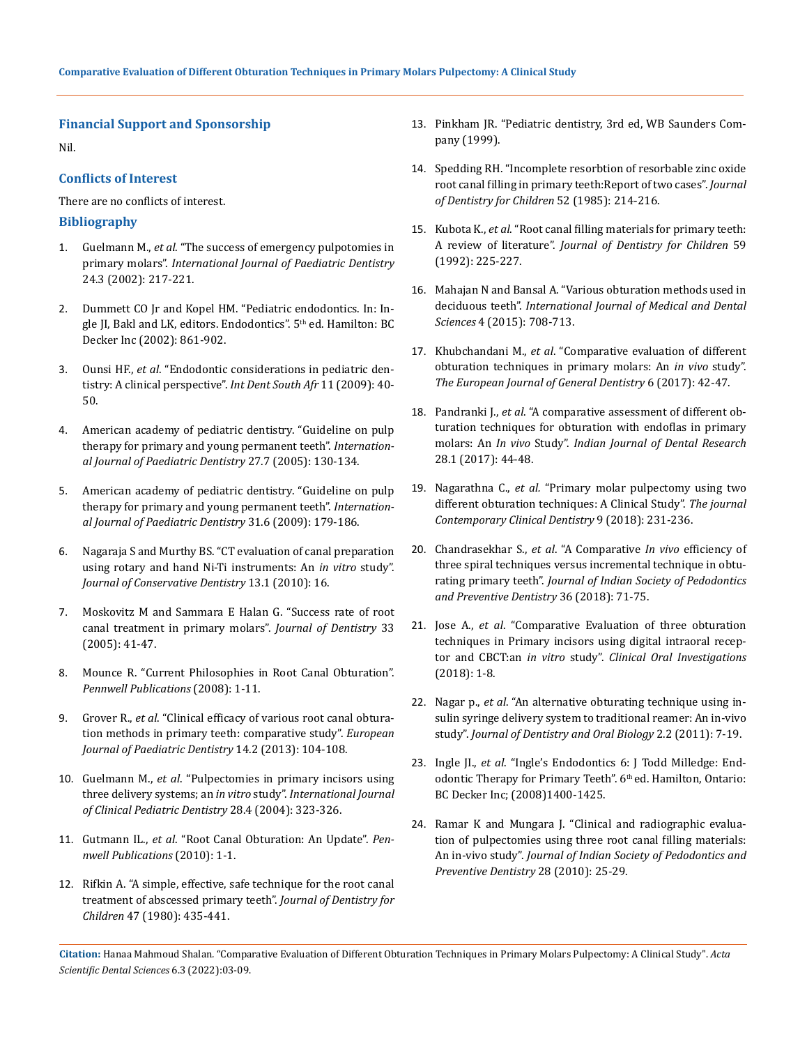### Financial Support and Sponsorship

Nil.

### Conflicts of Interest

There are no conflicts of interest.

### Bibliography

1. Guelmann M., *et al.* "The success of emergency pulpotomies in primary molars". *International Journal of Paediatric Dentistry* 24.3 (2002): 217-221.
2. Dummett CO Jr and Kopel HM. "Pediatric endodontics. In: Ingle JI, Bakl and LK, editors. Endodontics". 5th ed. Hamilton: BC Decker Inc (2002): 861-902.
3. Ounsi HF., *et al*. "Endodontic considerations in pediatric dentistry: A clinical perspective". *Int Dent South Afr* 11 (2009): 40-50.
4. American academy of pediatric dentistry. "Guideline on pulp therapy for primary and young permanent teeth". *International Journal of Paediatric Dentistry* 27.7 (2005): 130-134.
5. American academy of pediatric dentistry. "Guideline on pulp therapy for primary and young permanent teeth". *International Journal of Paediatric Dentistry* 31.6 (2009): 179-186.
6. Nagaraja S and Murthy BS. "CT evaluation of canal preparation using rotary and hand Ni-Ti instruments: An *in vitro* study". *Journal of Conservative Dentistry* 13.1 (2010): 16.
7. Moskovitz M and Sammara E Halan G. "Success rate of root canal treatment in primary molars". *Journal of Dentistry* 33 (2005): 41-47.
8. Mounce R. "Current Philosophies in Root Canal Obturation". *Pennwell Publications* (2008): 1-11.
9. Grover R., *et al.* "Clinical efficacy of various root canal obturation methods in primary teeth: comparative study". *European Journal of Paediatric Dentistry* 14.2 (2013): 104-108.
10. Guelmann M., *et al*. "Pulpectomies in primary incisors using three delivery systems; an *in vitro* study". *International Journal of Clinical Pediatric Dentistry* 28.4 (2004): 323-326.
11. Gutmann IL., *et al*. "Root Canal Obturation: An Update". *Pennwell Publications* (2010): 1-1.
12. Rifkin A. "A simple, effective, safe technique for the root canal treatment of abscessed primary teeth". *Journal of Dentistry for Children* 47 (1980): 435-441.
13. Pinkham JR. "Pediatric dentistry, 3rd ed, WB Saunders Company (1999).
14. Spedding RH. "Incomplete resorbtion of resorbable zinc oxide root canal filling in primary teeth:Report of two cases". *Journal of Dentistry for Children* 52 (1985): 214-216.
15. Kubota K., *et al*. "Root canal filling materials for primary teeth: A review of literature". *Journal of Dentistry for Children* 59 (1992): 225-227.
16. Mahajan N and Bansal A. "Various obturation methods used in deciduous teeth". *International Journal of Medical and Dental Sciences* 4 (2015): 708-713.
17. Khubchandani M., *et al*. "Comparative evaluation of different obturation techniques in primary molars: An *in vivo* study". *The European Journal of General Dentistry* 6 (2017): 42-47.
18. Pandranki J., *et al*. "A comparative assessment of different obturation techniques for obturation with endoflas in primary molars: An *In vivo* Study". *Indian Journal of Dental Research* 28.1 (2017): 44-48.
19. Nagarathna C., *et al.* "Primary molar pulpectomy using two different obturation techniques: A Clinical Study". *The journal Contemporary Clinical Dentistry* 9 (2018): 231-236.
20. Chandrasekhar S., *et al*. "A Comparative *In vivo* efficiency of three spiral techniques versus incremental technique in obturating primary teeth". *Journal of Indian Society of Pedodontics and Preventive Dentistry* 36 (2018): 71-75.
21. Jose A., *et al*. "Comparative Evaluation of three obturation techniques in Primary incisors using digital intraoral receptor and CBCT:an *in vitro* study". *Clinical Oral Investigations* (2018): 1-8.
22. Nagar p., *et al.* "An alternative obturating technique using insulin syringe delivery system to traditional reamer: An in-vivo study". *Journal of Dentistry and Oral Biology* 2.2 (2011): 7-19.
23. Ingle JI., *et al*. "Ingle's Endodontics 6: J Todd Milledge: Endodontic Therapy for Primary Teeth". 6th ed. Hamilton, Ontario: BC Decker Inc; (2008)1400-1425.
24. Ramar K and Mungara J. "Clinical and radiographic evaluation of pulpectomies using three root canal filling materials: An in-vivo study". *Journal of Indian Society of Pedodontics and Preventive Dentistry* 28 (2010): 25-29.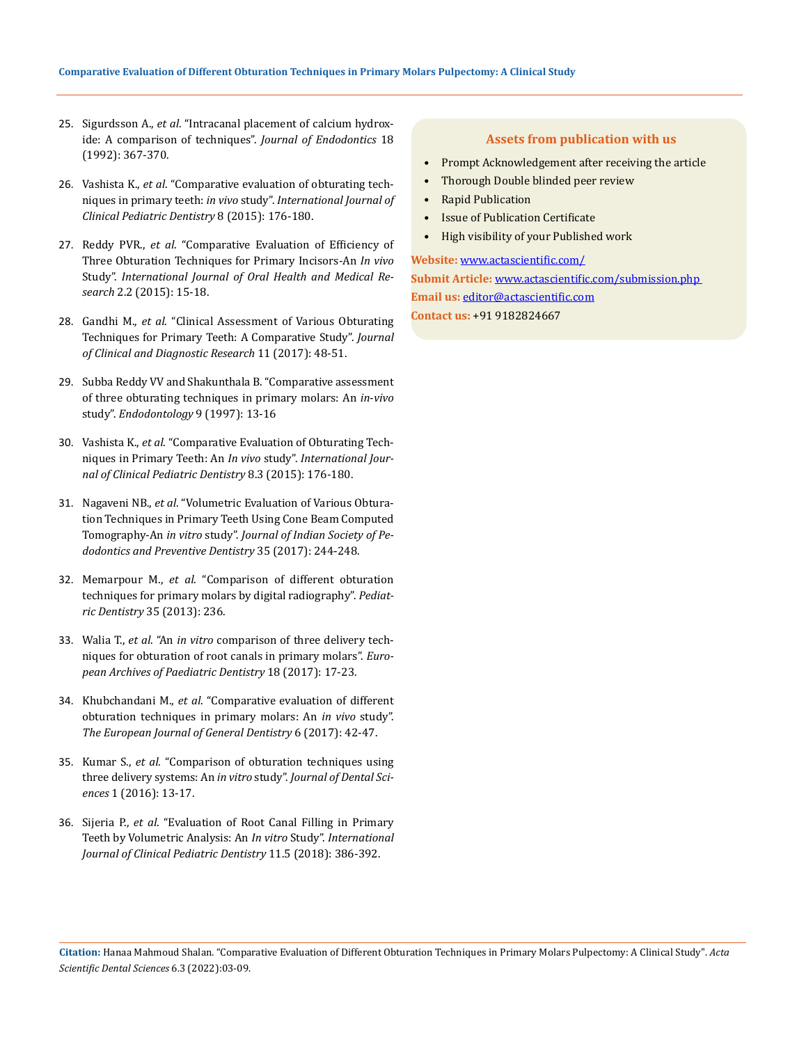25. Sigurdsson A., *et al*. "Intracanal placement of calcium hydroxide: A comparison of techniques". *Journal of Endodontics* 18 (1992): 367-370.

26. Vashista K., *et al*. "Comparative evaluation of obturating techniques in primary teeth: *in vivo* study". *International Journal of Clinical Pediatric Dentistry* 8 (2015): 176-180.

27. Reddy PVR., *et al*. "Comparative Evaluation of Efficiency of Three Obturation Techniques for Primary Incisors-An *In vivo* Study". *International Journal of Oral Health and Medical Research* 2.2 (2015): 15-18.

28. Gandhi M., *et al*. "Clinical Assessment of Various Obturating Techniques for Primary Teeth: A Comparative Study". *Journal of Clinical and Diagnostic Research* 11 (2017): 48-51.

29. Subba Reddy VV and Shakunthala B. "Comparative assessment of three obturating techniques in primary molars: An *in-vivo* study". *Endodontology* 9 (1997): 13-16

30. Vashista K., *et al*. "Comparative Evaluation of Obturating Techniques in Primary Teeth: An *In vivo* study". *International Journal of Clinical Pediatric Dentistry* 8.3 (2015): 176-180.

31. Nagaveni NB., *et al*. "Volumetric Evaluation of Various Obturation Techniques in Primary Teeth Using Cone Beam Computed Tomography-An *in vitro* study". *Journal of Indian Society of Pedodontics and Preventive Dentistry* 35 (2017): 244-248.

32. Memarpour M., *et al*. "Comparison of different obturation techniques for primary molars by digital radiography". *Pediatric Dentistry* 35 (2013): 236.

33. Walia T., *et al*. "An *in vitro* comparison of three delivery techniques for obturation of root canals in primary molars". *European Archives of Paediatric Dentistry* 18 (2017): 17-23.

34. Khubchandani M., *et al*. "Comparative evaluation of different obturation techniques in primary molars: An *in vivo* study". *The European Journal of General Dentistry* 6 (2017): 42-47.

35. Kumar S., *et al*. "Comparison of obturation techniques using three delivery systems: An *in vitro* study". *Journal of Dental Sciences* 1 (2016): 13-17.

36. Sijeria P., *et al*. "Evaluation of Root Canal Filling in Primary Teeth by Volumetric Analysis: An *In vitro* Study". *International Journal of Clinical Pediatric Dentistry* 11.5 (2018): 386-392.

### Assets from publication with us

- Prompt Acknowledgement after receiving the article
- Thorough Double blinded peer review
- Rapid Publication
- Issue of Publication Certificate
- High visibility of your Published work

**Website:** www.actascientific.com/

**Submit Article:** www.actascientific.com/submission.php

**Email us:** editor@actascientific.com

**Contact us:** +91 9182824667